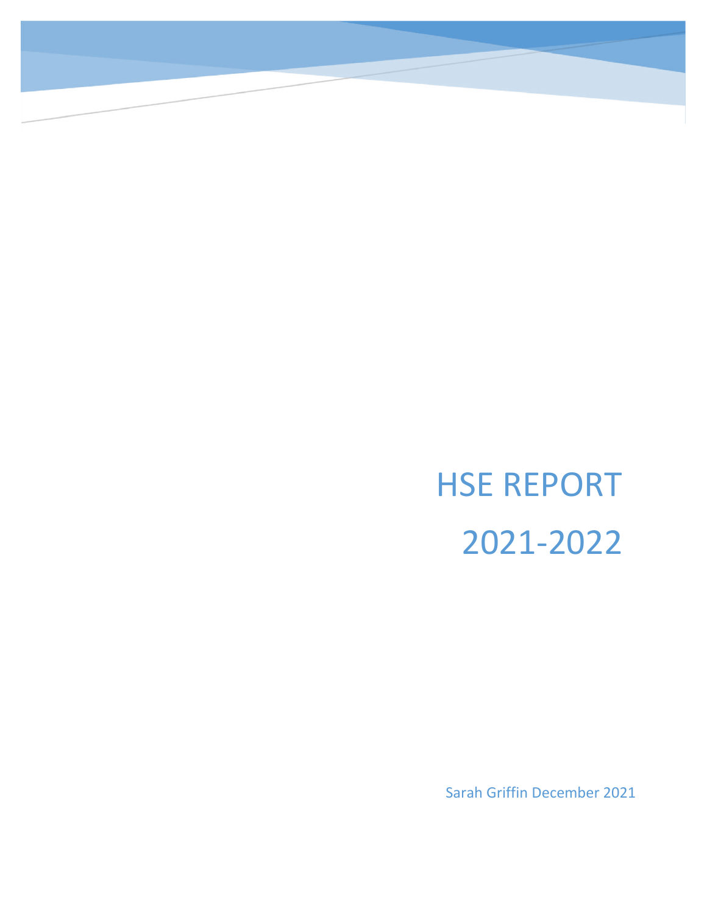# HSE REPORT

# 2021-2022

Sarah Griffin December 2021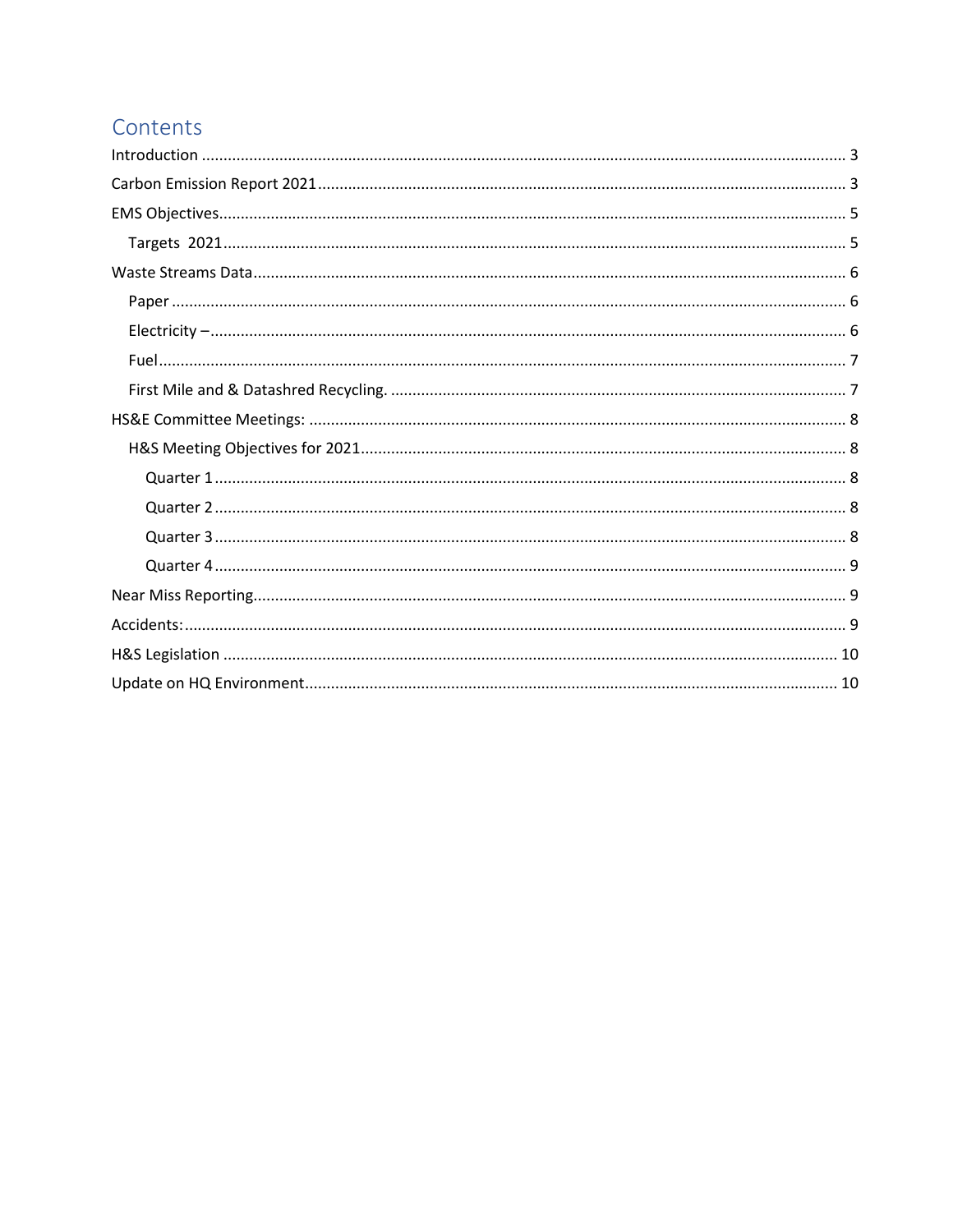# Contents

- Introduction ..... 3
- Carbon Emission Report 2021 ..... 3
- EMS Objectives ..... 5
  - Targets 2021 ..... 5
- Waste Streams Data ..... 6
  - Paper ..... 6
  - Electricity – ..... 6
  - Fuel ..... 7
  - First Mile and & Datashred Recycling. ..... 7
- HS&E Committee Meetings: ..... 8
  - H&S Meeting Objectives for 2021 ..... 8
    - Quarter 1 ..... 8
    - Quarter 2 ..... 8
    - Quarter 3 ..... 8
    - Quarter 4 ..... 9
- Near Miss Reporting ..... 9
- Accidents: ..... 9
- H&S Legislation ..... 10
- Update on HQ Environment ..... 10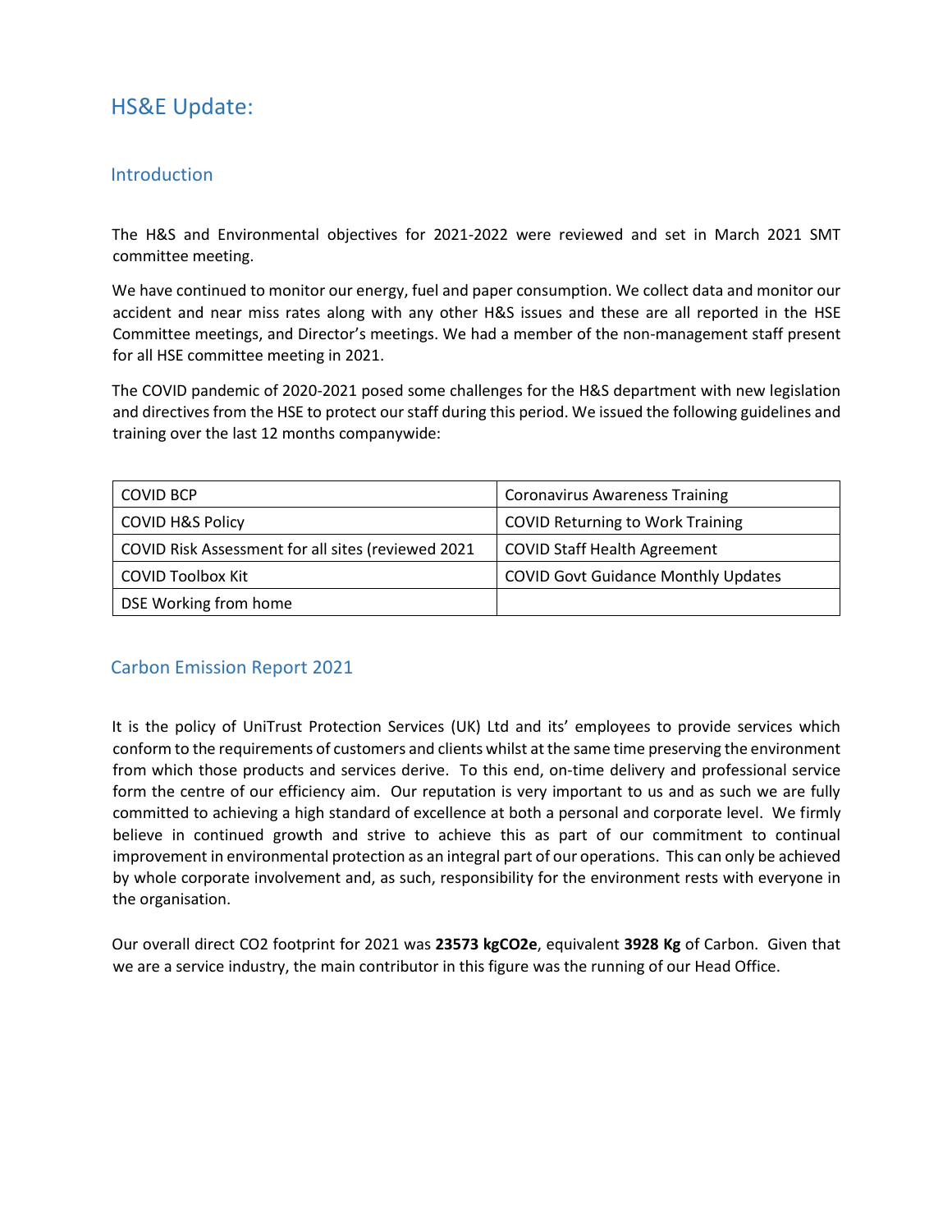# HS&E Update:

## Introduction

The H&S and Environmental objectives for 2021-2022 were reviewed and set in March 2021 SMT committee meeting.

We have continued to monitor our energy, fuel and paper consumption. We collect data and monitor our accident and near miss rates along with any other H&S issues and these are all reported in the HSE Committee meetings, and Director's meetings. We had a member of the non-management staff present for all HSE committee meeting in 2021.

The COVID pandemic of 2020-2021 posed some challenges for the H&S department with new legislation and directives from the HSE to protect our staff during this period. We issued the following guidelines and training over the last 12 months companywide:

| COVID BCP | Coronavirus Awareness Training |
|---|---|
| COVID H&S Policy | COVID Returning to Work Training |
| COVID Risk Assessment for all sites (reviewed 2021 | COVID Staff Health Agreement |
| COVID Toolbox Kit | COVID Govt Guidance Monthly Updates |
| DSE Working from home | |

## Carbon Emission Report 2021

It is the policy of UniTrust Protection Services (UK) Ltd and its' employees to provide services which conform to the requirements of customers and clients whilst at the same time preserving the environment from which those products and services derive. To this end, on-time delivery and professional service form the centre of our efficiency aim. Our reputation is very important to us and as such we are fully committed to achieving a high standard of excellence at both a personal and corporate level. We firmly believe in continued growth and strive to achieve this as part of our commitment to continual improvement in environmental protection as an integral part of our operations. This can only be achieved by whole corporate involvement and, as such, responsibility for the environment rests with everyone in the organisation.

Our overall direct CO2 footprint for 2021 was **23573 kgCO2e**, equivalent **3928 Kg** of Carbon. Given that we are a service industry, the main contributor in this figure was the running of our Head Office.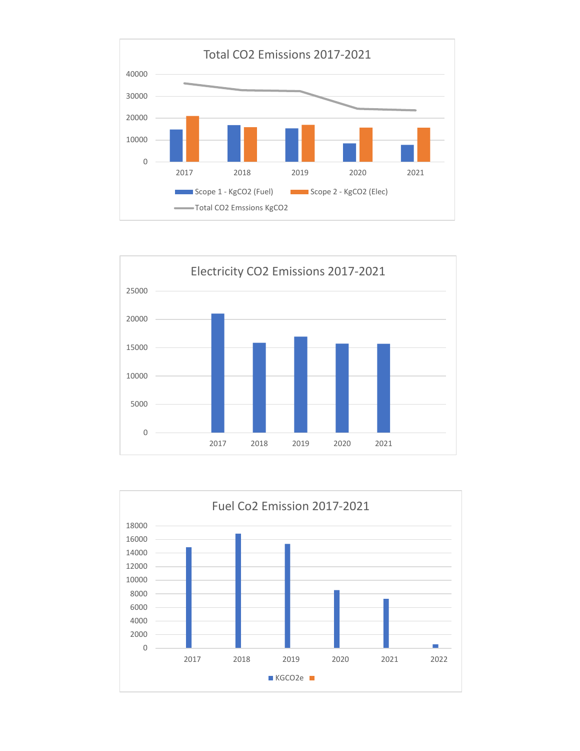## Total CO2 Emissions 2017-2021

40000
30000
20000
10000
0

2017 2018 2019 2020 2021

Scope 1 - KgCO2 (Fuel) | Scope 2 - KgCO2 (Elec) | Total CO2 Emssions KgCO2

## Electricity CO2 Emissions 2017-2021

25000
20000
15000
10000
5000
0

2017 2018 2019 2020 2021

## Fuel Co2 Emission 2017-2021

18000
16000
14000
12000
10000
8000
6000
4000
2000
0

2017 2018 2019 2020 2021 2022

KGCO2e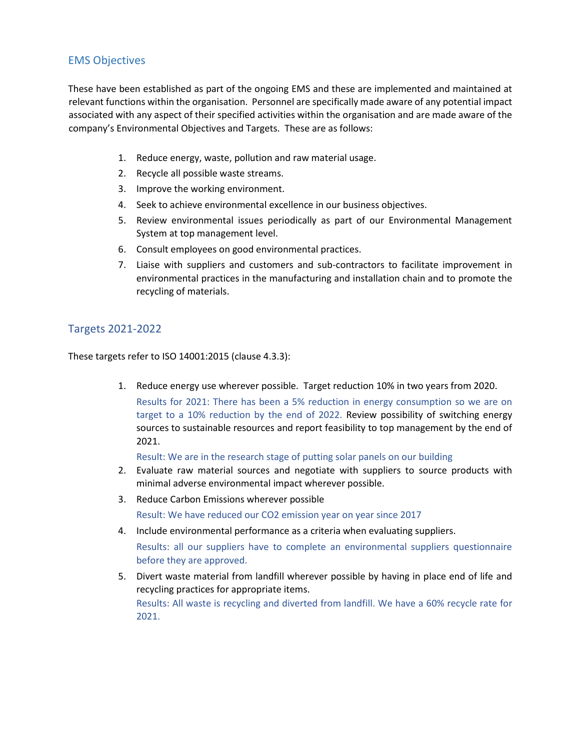## EMS Objectives

These have been established as part of the ongoing EMS and these are implemented and maintained at relevant functions within the organisation. Personnel are specifically made aware of any potential impact associated with any aspect of their specified activities within the organisation and are made aware of the company's Environmental Objectives and Targets. These are as follows:

1. Reduce energy, waste, pollution and raw material usage.
2. Recycle all possible waste streams.
3. Improve the working environment.
4. Seek to achieve environmental excellence in our business objectives.
5. Review environmental issues periodically as part of our Environmental Management System at top management level.
6. Consult employees on good environmental practices.
7. Liaise with suppliers and customers and sub-contractors to facilitate improvement in environmental practices in the manufacturing and installation chain and to promote the recycling of materials.

## Targets 2021-2022

These targets refer to ISO 14001:2015 (clause 4.3.3):

1. Reduce energy use wherever possible. Target reduction 10% in two years from 2020.

   Results for 2021: There has been a 5% reduction in energy consumption so we are on target to a 10% reduction by the end of 2022. Review possibility of switching energy sources to sustainable resources and report feasibility to top management by the end of 2021.

   Result: We are in the research stage of putting solar panels on our building
2. Evaluate raw material sources and negotiate with suppliers to source products with minimal adverse environmental impact wherever possible.
3. Reduce Carbon Emissions wherever possible

   Result: We have reduced our $CO_2$ emission year on year since 2017
4. Include environmental performance as a criteria when evaluating suppliers.

   Results: all our suppliers have to complete an environmental suppliers questionnaire before they are approved.
5. Divert waste material from landfill wherever possible by having in place end of life and recycling practices for appropriate items.

   Results: All waste is recycling and diverted from landfill. We have a 60% recycle rate for 2021.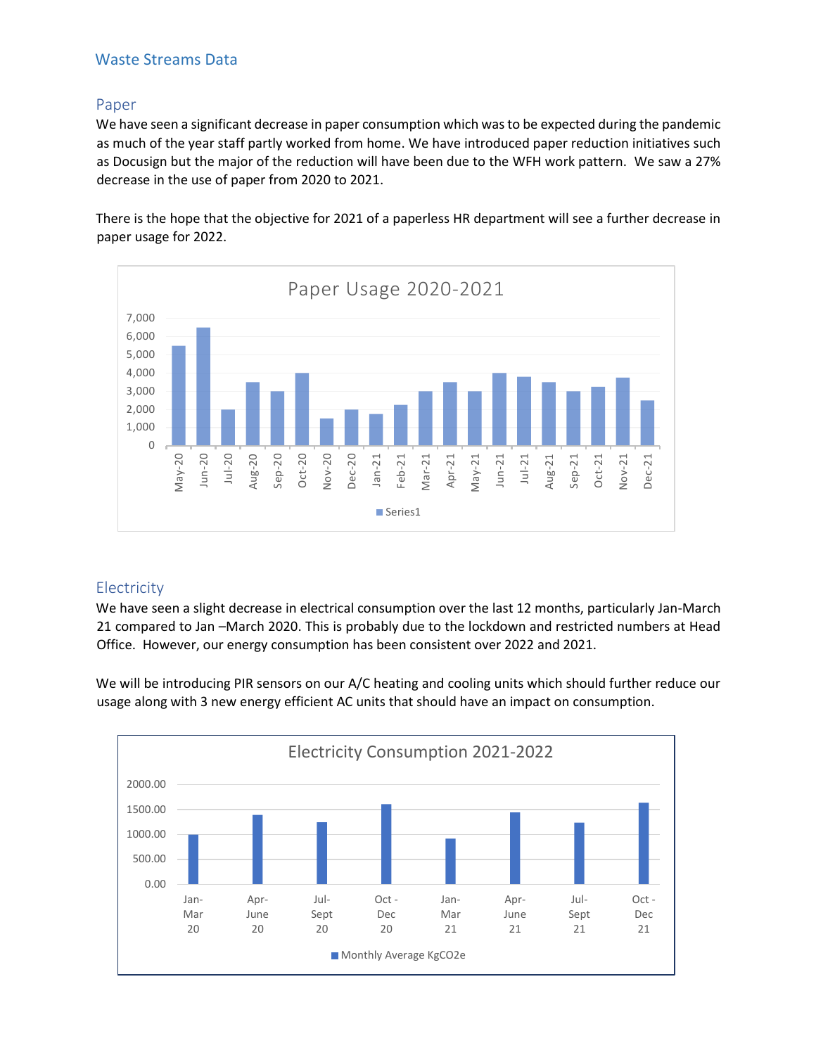## Waste Streams Data

### Paper

We have seen a significant decrease in paper consumption which was to be expected during the pandemic as much of the year staff partly worked from home. We have introduced paper reduction initiatives such as Docusign but the major of the reduction will have been due to the WFH work pattern. We saw a 27% decrease in the use of paper from 2020 to 2021.

There is the hope that the objective for 2021 of a paperless HR department will see a further decrease in paper usage for 2022.

### Electricity

We have seen a slight decrease in electrical consumption over the last 12 months, particularly Jan-March 21 compared to Jan –March 2020. This is probably due to the lockdown and restricted numbers at Head Office. However, our energy consumption has been consistent over 2022 and 2021.

We will be introducing PIR sensors on our A/C heating and cooling units which should further reduce our usage along with 3 new energy efficient AC units that should have an impact on consumption.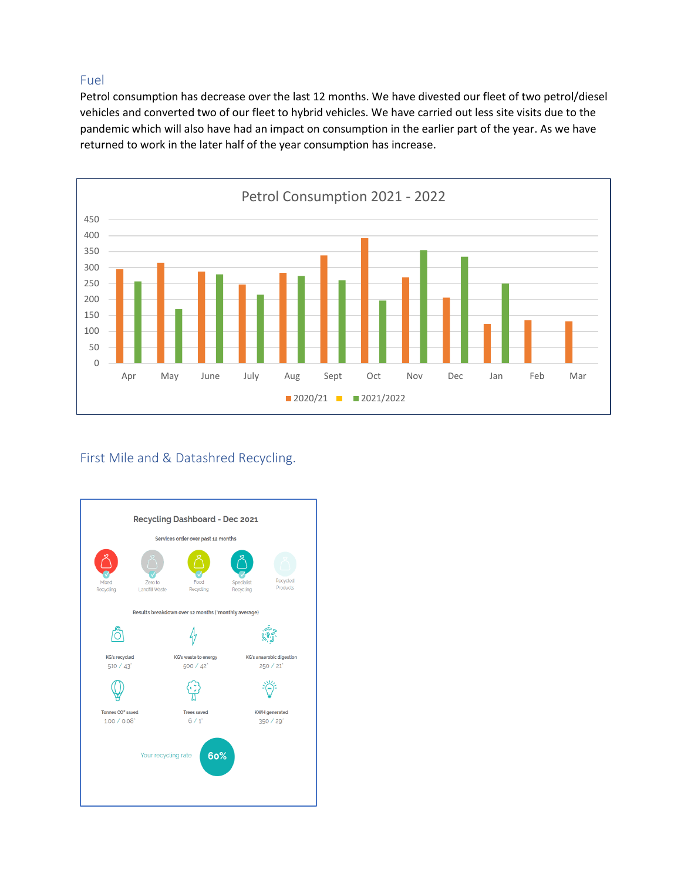## Fuel

Petrol consumption has decrease over the last 12 months. We have divested our fleet of two petrol/diesel vehicles and converted two of our fleet to hybrid vehicles. We have carried out less site visits due to the pandemic which will also have had an impact on consumption in the earlier part of the year. As we have returned to work in the later half of the year consumption has increase.

**Petrol Consumption 2021 - 2022**

| Month | 2020/21 | 2021/2022 |
|---|---|---|
| Apr | 295 | 257 |
| May | 315 | 170 |
| June | 288 | 279 |
| July | 247 | 215 |
| Aug | 284 | 274 |
| Sept | 339 | 261 |
| Oct | 392 | 197 |
| Nov | 270 | 354 |
| Dec | 205 | 335 |
| Jan | 124 | 250 |
| Feb | 135 | |
| Mar | 132 | |

## First Mile and & Datashred Recycling.

**Recycling Dashboard - Dec 2021**

Services order over past 12 months

Mixed Recycling, Zero to Landfill Waste, Food Recycling, Specialist Recycling, Recycled Products

Results breakdown over 12 months (*monthly average)

| KG's recycled | KG's waste to energy | KG's anaerobic digestion |
|---|---|---|
| 510 / 43* | 500 / 42* | 250 / 21* |

| Tonnes $CO^2$ saved | Trees saved | KWH generated |
|---|---|---|
| 1.00 / 0.08* | 6 / 1* | 350 / 29* |

Your recycling rate **60%**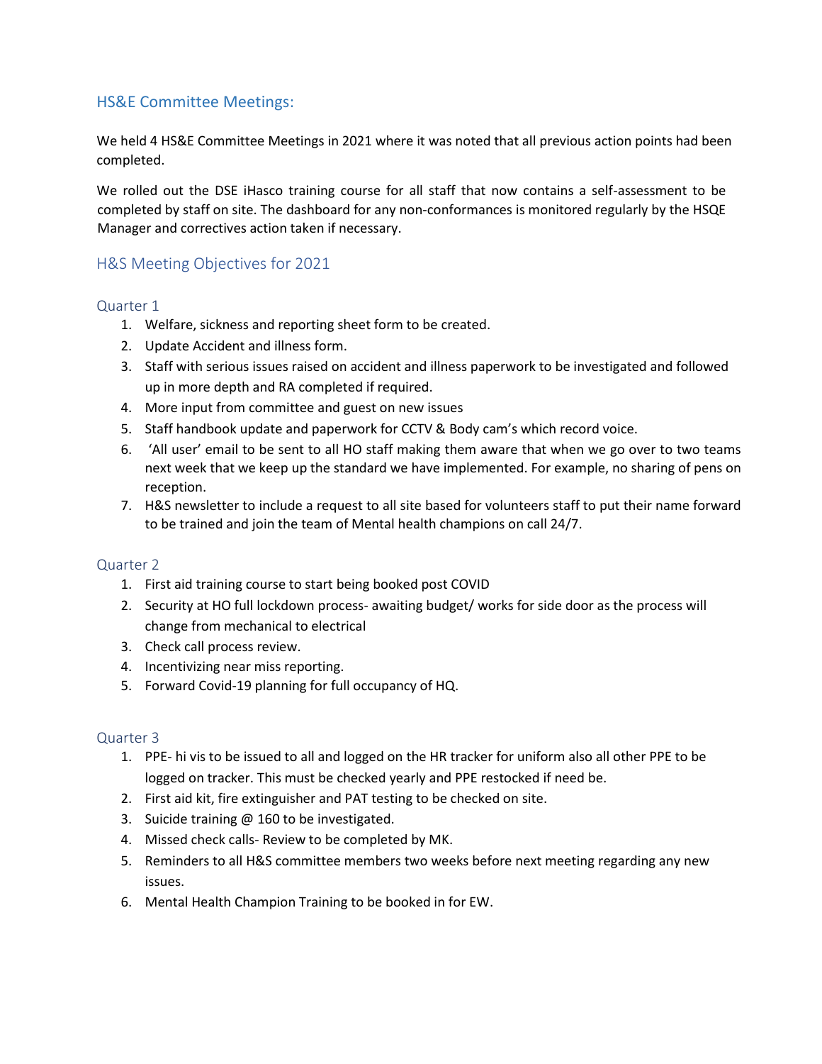## HS&E Committee Meetings:

We held 4 HS&E Committee Meetings in 2021 where it was noted that all previous action points had been completed.

We rolled out the DSE iHasco training course for all staff that now contains a self-assessment to be completed by staff on site. The dashboard for any non-conformances is monitored regularly by the HSQE Manager and correctives action taken if necessary.

## H&S Meeting Objectives for 2021

### Quarter 1

1. Welfare, sickness and reporting sheet form to be created.
2. Update Accident and illness form.
3. Staff with serious issues raised on accident and illness paperwork to be investigated and followed up in more depth and RA completed if required.
4. More input from committee and guest on new issues
5. Staff handbook update and paperwork for CCTV & Body cam's which record voice.
6. 'All user' email to be sent to all HO staff making them aware that when we go over to two teams next week that we keep up the standard we have implemented. For example, no sharing of pens on reception.
7. H&S newsletter to include a request to all site based for volunteers staff to put their name forward to be trained and join the team of Mental health champions on call 24/7.

### Quarter 2

1. First aid training course to start being booked post COVID
2. Security at HO full lockdown process- awaiting budget/ works for side door as the process will change from mechanical to electrical
3. Check call process review.
4. Incentivizing near miss reporting.
5. Forward Covid-19 planning for full occupancy of HQ.

### Quarter 3

1. PPE- hi vis to be issued to all and logged on the HR tracker for uniform also all other PPE to be logged on tracker. This must be checked yearly and PPE restocked if need be.
2. First aid kit, fire extinguisher and PAT testing to be checked on site.
3. Suicide training @ 160 to be investigated.
4. Missed check calls- Review to be completed by MK.
5. Reminders to all H&S committee members two weeks before next meeting regarding any new issues.
6. Mental Health Champion Training to be booked in for EW.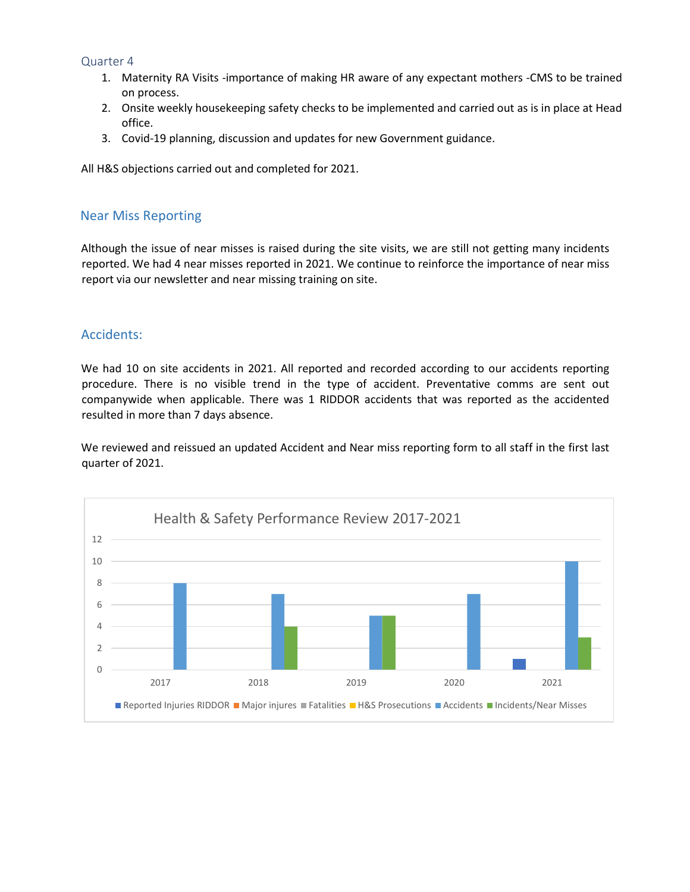### Quarter 4

1. Maternity RA Visits -importance of making HR aware of any expectant mothers -CMS to be trained on process.
2. Onsite weekly housekeeping safety checks to be implemented and carried out as is in place at Head office.
3. Covid-19 planning, discussion and updates for new Government guidance.

All H&S objections carried out and completed for 2021.

## Near Miss Reporting

Although the issue of near misses is raised during the site visits, we are still not getting many incidents reported. We had 4 near misses reported in 2021. We continue to reinforce the importance of near miss report via our newsletter and near missing training on site.

## Accidents:

We had 10 on site accidents in 2021. All reported and recorded according to our accidents reporting procedure. There is no visible trend in the type of accident. Preventative comms are sent out companywide when applicable. There was 1 RIDDOR accidents that was reported as the accidented resulted in more than 7 days absence.

We reviewed and reissued an updated Accident and Near miss reporting form to all staff in the first last quarter of 2021.

**Health & Safety Performance Review 2017-2021**

| Year | Reported Injuries RIDDOR | Major injures | Fatalities | H&S Prosecutions | Accidents | Incidents/Near Misses |
|---|---|---|---|---|---|---|
| 2017 | | | | | 8 | |
| 2018 | | | | | 7 | 4 |
| 2019 | | | | | 5 | 5 |
| 2020 | | | | | 7 | |
| 2021 | 1 | | | | 10 | 3 |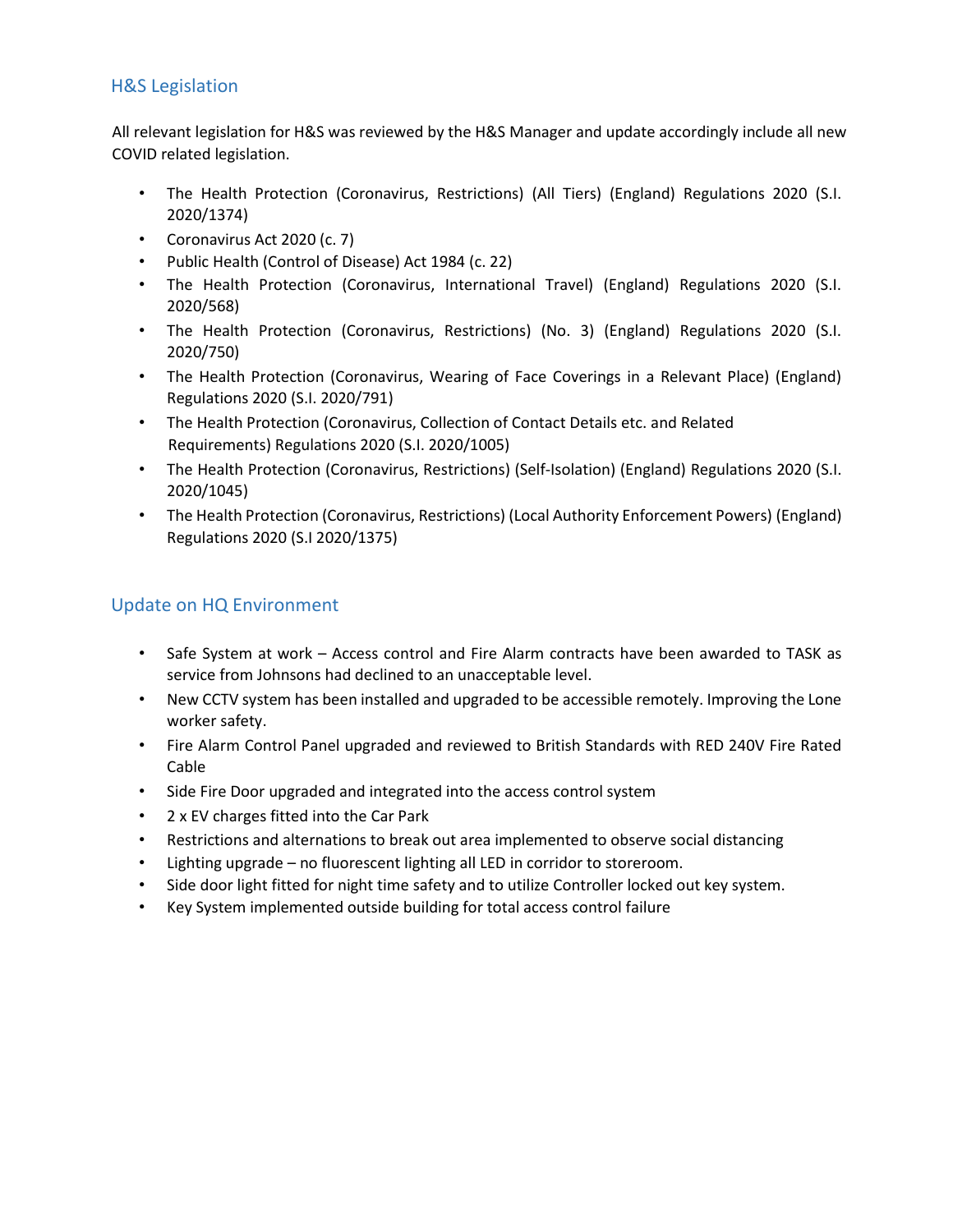## H&S Legislation

All relevant legislation for H&S was reviewed by the H&S Manager and update accordingly include all new COVID related legislation.

- The Health Protection (Coronavirus, Restrictions) (All Tiers) (England) Regulations 2020 (S.I. 2020/1374)
- Coronavirus Act 2020 (c. 7)
- Public Health (Control of Disease) Act 1984 (c. 22)
- The Health Protection (Coronavirus, International Travel) (England) Regulations 2020 (S.I. 2020/568)
- The Health Protection (Coronavirus, Restrictions) (No. 3) (England) Regulations 2020 (S.I. 2020/750)
- The Health Protection (Coronavirus, Wearing of Face Coverings in a Relevant Place) (England) Regulations 2020 (S.I. 2020/791)
- The Health Protection (Coronavirus, Collection of Contact Details etc. and Related Requirements) Regulations 2020 (S.I. 2020/1005)
- The Health Protection (Coronavirus, Restrictions) (Self-Isolation) (England) Regulations 2020 (S.I. 2020/1045)
- The Health Protection (Coronavirus, Restrictions) (Local Authority Enforcement Powers) (England) Regulations 2020 (S.I 2020/1375)

## Update on HQ Environment

- Safe System at work – Access control and Fire Alarm contracts have been awarded to TASK as service from Johnsons had declined to an unacceptable level.
- New CCTV system has been installed and upgraded to be accessible remotely. Improving the Lone worker safety.
- Fire Alarm Control Panel upgraded and reviewed to British Standards with RED 240V Fire Rated Cable
- Side Fire Door upgraded and integrated into the access control system
- 2 x EV charges fitted into the Car Park
- Restrictions and alternations to break out area implemented to observe social distancing
- Lighting upgrade – no fluorescent lighting all LED in corridor to storeroom.
- Side door light fitted for night time safety and to utilize Controller locked out key system.
- Key System implemented outside building for total access control failure